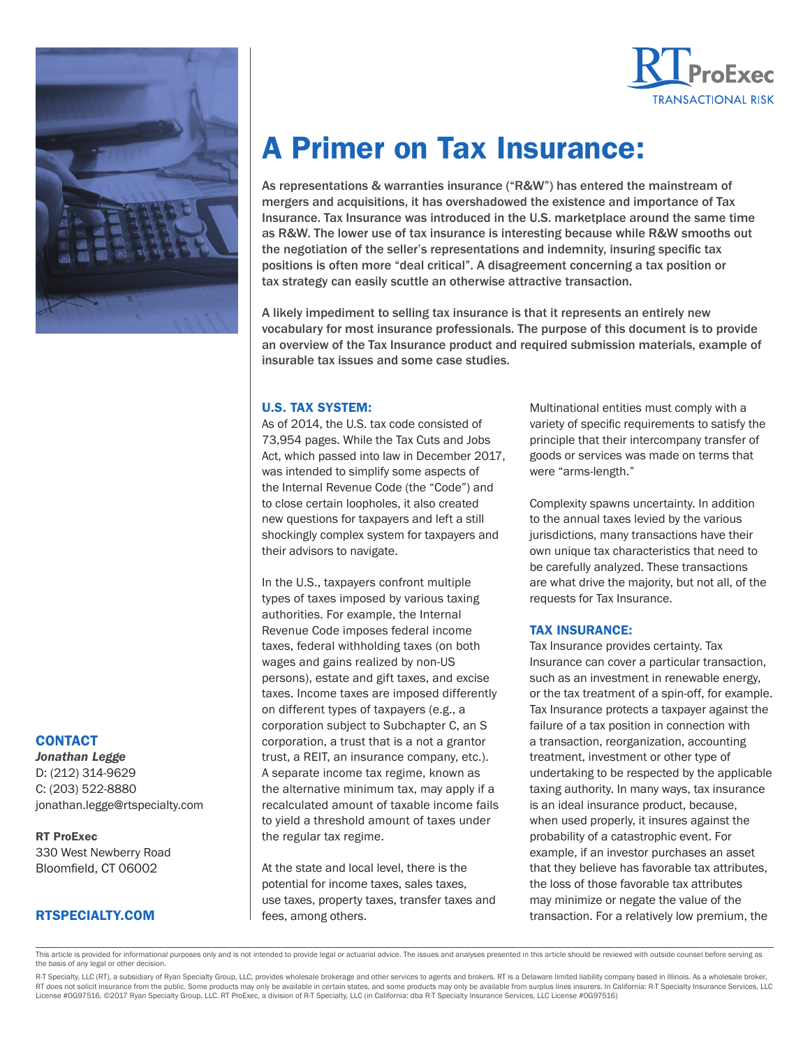RT ProExec
TRANSACTIONAL RISK

# A Primer on Tax Insurance:

As representations & warranties insurance ("R&W") has entered the mainstream of mergers and acquisitions, it has overshadowed the existence and importance of Tax Insurance. Tax Insurance was introduced in the U.S. marketplace around the same time as R&W. The lower use of tax insurance is interesting because while R&W smooths out the negotiation of the seller's representations and indemnity, insuring specific tax positions is often more "deal critical". A disagreement concerning a tax position or tax strategy can easily scuttle an otherwise attractive transaction.

A likely impediment to selling tax insurance is that it represents an entirely new vocabulary for most insurance professionals. The purpose of this document is to provide an overview of the Tax Insurance product and required submission materials, example of insurable tax issues and some case studies.

## U.S. TAX SYSTEM:

As of 2014, the U.S. tax code consisted of 73,954 pages. While the Tax Cuts and Jobs Act, which passed into law in December 2017, was intended to simplify some aspects of the Internal Revenue Code (the "Code") and to close certain loopholes, it also created new questions for taxpayers and left a still shockingly complex system for taxpayers and their advisors to navigate.

In the U.S., taxpayers confront multiple types of taxes imposed by various taxing authorities. For example, the Internal Revenue Code imposes federal income taxes, federal withholding taxes (on both wages and gains realized by non-US persons), estate and gift taxes, and excise taxes. Income taxes are imposed differently on different types of taxpayers (e.g., a corporation subject to Subchapter C, an S corporation, a trust that is a not a grantor trust, a REIT, an insurance company, etc.). A separate income tax regime, known as the alternative minimum tax, may apply if a recalculated amount of taxable income fails to yield a threshold amount of taxes under the regular tax regime.

At the state and local level, there is the potential for income taxes, sales taxes, use taxes, property taxes, transfer taxes and fees, among others.

Multinational entities must comply with a variety of specific requirements to satisfy the principle that their intercompany transfer of goods or services was made on terms that were "arms-length."

Complexity spawns uncertainty. In addition to the annual taxes levied by the various jurisdictions, many transactions have their own unique tax characteristics that need to be carefully analyzed. These transactions are what drive the majority, but not all, of the requests for Tax Insurance.

## TAX INSURANCE:

Tax Insurance provides certainty. Tax Insurance can cover a particular transaction, such as an investment in renewable energy, or the tax treatment of a spin-off, for example. Tax Insurance protects a taxpayer against the failure of a tax position in connection with a transaction, reorganization, accounting treatment, investment or other type of undertaking to be respected by the applicable taxing authority. In many ways, tax insurance is an ideal insurance product, because, when used properly, it insures against the probability of a catastrophic event. For example, if an investor purchases an asset that they believe has favorable tax attributes, the loss of those favorable tax attributes may minimize or negate the value of the transaction. For a relatively low premium, the

### CONTACT

***Jonathan Legge***
D: (212) 314-9629
C: (203) 522-8880
jonathan.legge@rtspecialty.com

**RT ProExec**
330 West Newberry Road
Bloomfield, CT 06002

**RTSPECIALTY.COM**

This article is provided for informational purposes only and is not intended to provide legal or actuarial advice. The issues and analyses presented in this article should be reviewed with outside counsel before serving as the basis of any legal or other decision.

R-T Specialty, LLC (RT), a subsidiary of Ryan Specialty Group, LLC, provides wholesale brokerage and other services to agents and brokers. RT is a Delaware limited liability company based in Illinois. As a wholesale broker, RT does not solicit insurance from the public. Some products may only be available in certain states, and some products may only be available from surplus lines insurers. In California: R-T Specialty Insurance Services, LLC License #0G97516. ©2017 Ryan Specialty Group, LLC. RT ProExec, a division of R-T Specialty, LLC (in California: dba R-T Specialty Insurance Services, LLC License #0G97516)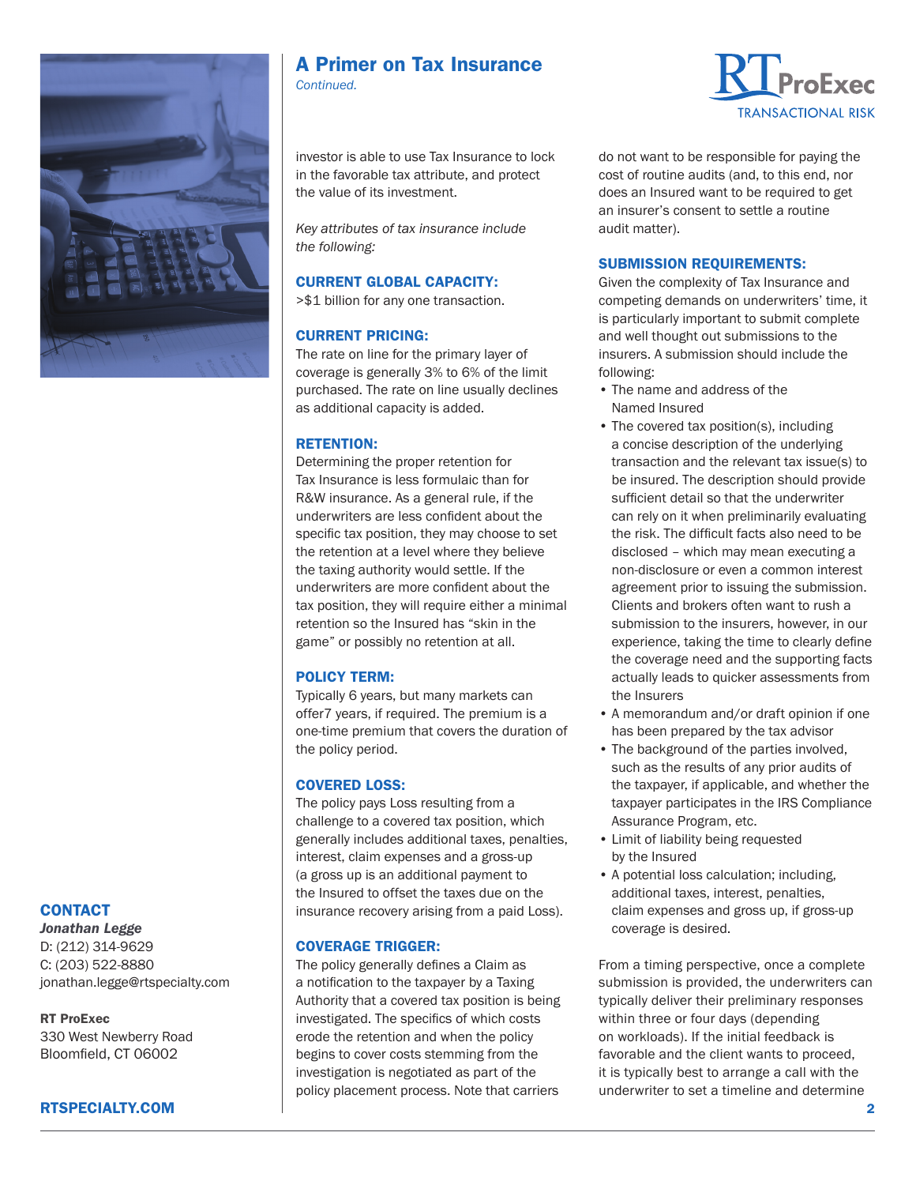## A Primer on Tax Insurance

*Continued.*

investor is able to use Tax Insurance to lock in the favorable tax attribute, and protect the value of its investment.

*Key attributes of tax insurance include the following:*

### CURRENT GLOBAL CAPACITY:

>$1 billion for any one transaction.

### CURRENT PRICING:

The rate on line for the primary layer of coverage is generally 3% to 6% of the limit purchased. The rate on line usually declines as additional capacity is added.

### RETENTION:

Determining the proper retention for Tax Insurance is less formulaic than for R&W insurance. As a general rule, if the underwriters are less confident about the specific tax position, they may choose to set the retention at a level where they believe the taxing authority would settle. If the underwriters are more confident about the tax position, they will require either a minimal retention so the Insured has "skin in the game" or possibly no retention at all.

### POLICY TERM:

Typically 6 years, but many markets can offer7 years, if required. The premium is a one-time premium that covers the duration of the policy period.

### COVERED LOSS:

The policy pays Loss resulting from a challenge to a covered tax position, which generally includes additional taxes, penalties, interest, claim expenses and a gross-up (a gross up is an additional payment to the Insured to offset the taxes due on the insurance recovery arising from a paid Loss).

### COVERAGE TRIGGER:

The policy generally defines a Claim as a notification to the taxpayer by a Taxing Authority that a covered tax position is being investigated. The specifics of which costs erode the retention and when the policy begins to cover costs stemming from the investigation is negotiated as part of the policy placement process. Note that carriers do not want to be responsible for paying the cost of routine audits (and, to this end, nor does an Insured want to be required to get an insurer's consent to settle a routine audit matter).

### SUBMISSION REQUIREMENTS:

Given the complexity of Tax Insurance and competing demands on underwriters' time, it is particularly important to submit complete and well thought out submissions to the insurers. A submission should include the following:

- The name and address of the Named Insured
- The covered tax position(s), including a concise description of the underlying transaction and the relevant tax issue(s) to be insured. The description should provide sufficient detail so that the underwriter can rely on it when preliminarily evaluating the risk. The difficult facts also need to be disclosed – which may mean executing a non-disclosure or even a common interest agreement prior to issuing the submission. Clients and brokers often want to rush a submission to the insurers, however, in our experience, taking the time to clearly define the coverage need and the supporting facts actually leads to quicker assessments from the Insurers
- A memorandum and/or draft opinion if one has been prepared by the tax advisor
- The background of the parties involved, such as the results of any prior audits of the taxpayer, if applicable, and whether the taxpayer participates in the IRS Compliance Assurance Program, etc.
- Limit of liability being requested by the Insured
- A potential loss calculation; including, additional taxes, interest, penalties, claim expenses and gross up, if gross-up coverage is desired.

From a timing perspective, once a complete submission is provided, the underwriters can typically deliver their preliminary responses within three or four days (depending on workloads). If the initial feedback is favorable and the client wants to proceed, it is typically best to arrange a call with the underwriter to set a timeline and determine

### CONTACT

***Jonathan Legge***
D: (212) 314-9629
C: (203) 522-8880
jonathan.legge@rtspecialty.com

**RT ProExec**
330 West Newberry Road
Bloomfield, CT 06002

**RTSPECIALTY.COM**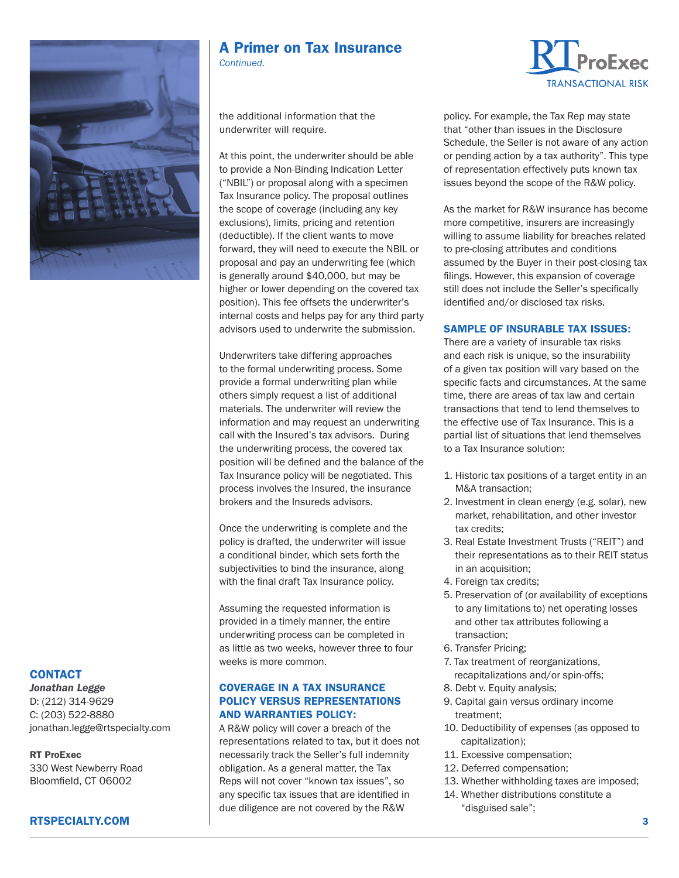the additional information that the underwriter will require.

At this point, the underwriter should be able to provide a Non-Binding Indication Letter ("NBIL") or proposal along with a specimen Tax Insurance policy. The proposal outlines the scope of coverage (including any key exclusions), limits, pricing and retention (deductible). If the client wants to move forward, they will need to execute the NBIL or proposal and pay an underwriting fee (which is generally around $40,000, but may be higher or lower depending on the covered tax position). This fee offsets the underwriter's internal costs and helps pay for any third party advisors used to underwrite the submission.

Underwriters take differing approaches to the formal underwriting process. Some provide a formal underwriting plan while others simply request a list of additional materials. The underwriter will review the information and may request an underwriting call with the Insured's tax advisors. During the underwriting process, the covered tax position will be defined and the balance of the Tax Insurance policy will be negotiated. This process involves the Insured, the insurance brokers and the Insureds advisors.

Once the underwriting is complete and the policy is drafted, the underwriter will issue a conditional binder, which sets forth the subjectivities to bind the insurance, along with the final draft Tax Insurance policy.

Assuming the requested information is provided in a timely manner, the entire underwriting process can be completed in as little as two weeks, however three to four weeks is more common.

## COVERAGE IN A TAX INSURANCE POLICY VERSUS REPRESENTATIONS AND WARRANTIES POLICY:

A R&W policy will cover a breach of the representations related to tax, but it does not necessarily track the Seller's full indemnity obligation. As a general matter, the Tax Reps will not cover "known tax issues", so any specific tax issues that are identified in due diligence are not covered by the R&W policy. For example, the Tax Rep may state that "other than issues in the Disclosure Schedule, the Seller is not aware of any action or pending action by a tax authority". This type of representation effectively puts known tax issues beyond the scope of the R&W policy.

As the market for R&W insurance has become more competitive, insurers are increasingly willing to assume liability for breaches related to pre-closing attributes and conditions assumed by the Buyer in their post-closing tax filings. However, this expansion of coverage still does not include the Seller's specifically identified and/or disclosed tax risks.

## SAMPLE OF INSURABLE TAX ISSUES:

There are a variety of insurable tax risks and each risk is unique, so the insurability of a given tax position will vary based on the specific facts and circumstances. At the same time, there are areas of tax law and certain transactions that tend to lend themselves to the effective use of Tax Insurance. This is a partial list of situations that lend themselves to a Tax Insurance solution:

1. Historic tax positions of a target entity in an M&A transaction;
2. Investment in clean energy (e.g. solar), new market, rehabilitation, and other investor tax credits;
3. Real Estate Investment Trusts ("REIT") and their representations as to their REIT status in an acquisition;
4. Foreign tax credits;
5. Preservation of (or availability of exceptions to any limitations to) net operating losses and other tax attributes following a transaction;
6. Transfer Pricing;
7. Tax treatment of reorganizations, recapitalizations and/or spin-offs;
8. Debt v. Equity analysis;
9. Capital gain versus ordinary income treatment;
10. Deductibility of expenses (as opposed to capitalization);
11. Excessive compensation;
12. Deferred compensation;
13. Whether withholding taxes are imposed;
14. Whether distributions constitute a "disguised sale";

## CONTACT

***Jonathan Legge***
D: (212) 314-9629
C: (203) 522-8880
jonathan.legge@rtspecialty.com

**RT ProExec**
330 West Newberry Road
Bloomfield, CT 06002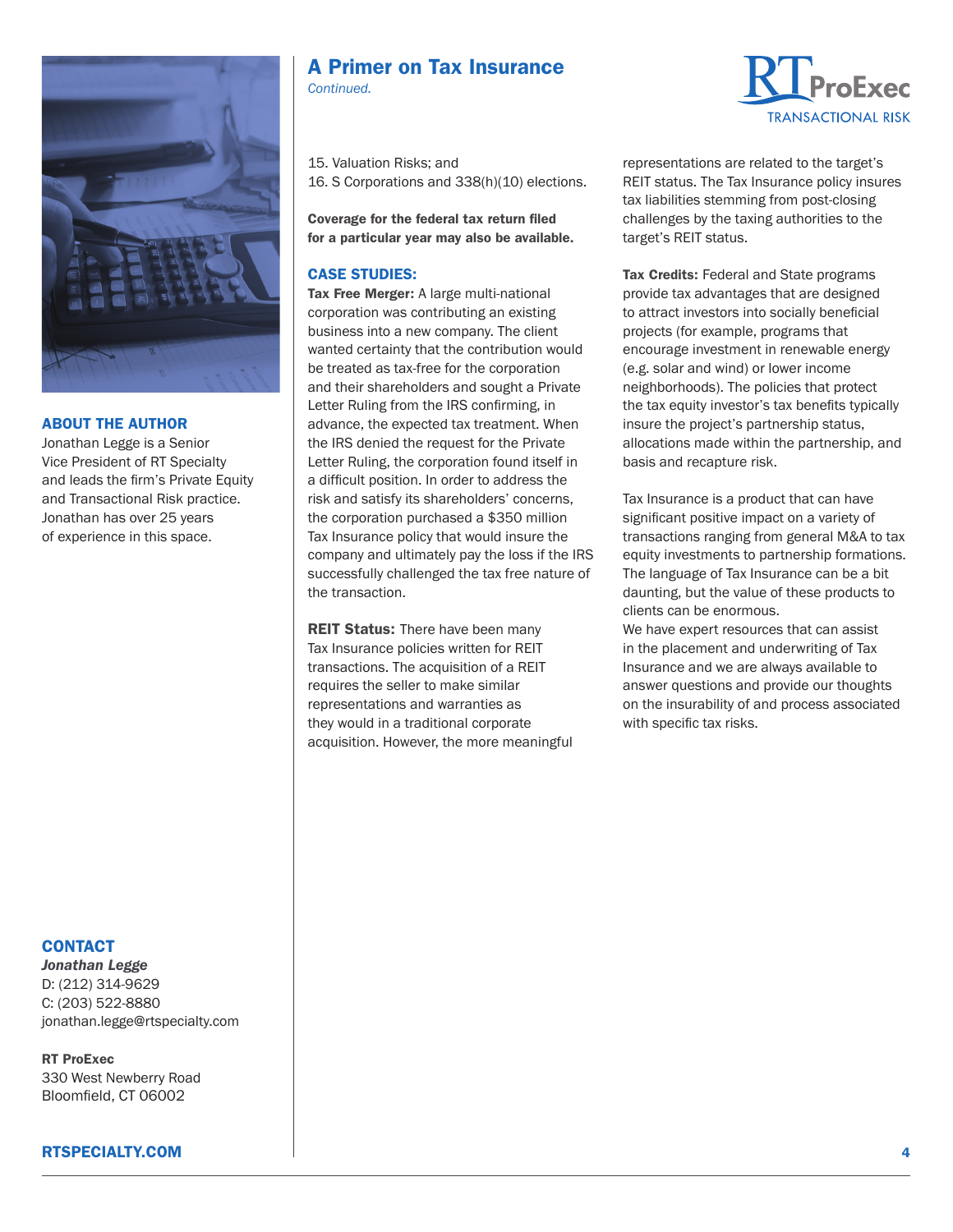## A Primer on Tax Insurance

*Continued.*

15. Valuation Risks; and
16. S Corporations and 338(h)(10) elections.

**Coverage for the federal tax return filed for a particular year may also be available.**

### CASE STUDIES:

**Tax Free Merger:** A large multi-national corporation was contributing an existing business into a new company. The client wanted certainty that the contribution would be treated as tax-free for the corporation and their shareholders and sought a Private Letter Ruling from the IRS confirming, in advance, the expected tax treatment. When the IRS denied the request for the Private Letter Ruling, the corporation found itself in a difficult position. In order to address the risk and satisfy its shareholders' concerns, the corporation purchased a $350 million Tax Insurance policy that would insure the company and ultimately pay the loss if the IRS successfully challenged the tax free nature of the transaction.

**REIT Status:** There have been many Tax Insurance policies written for REIT transactions. The acquisition of a REIT requires the seller to make similar representations and warranties as they would in a traditional corporate acquisition. However, the more meaningful representations are related to the target's REIT status. The Tax Insurance policy insures tax liabilities stemming from post-closing challenges by the taxing authorities to the target's REIT status.

**Tax Credits:** Federal and State programs provide tax advantages that are designed to attract investors into socially beneficial projects (for example, programs that encourage investment in renewable energy (e.g. solar and wind) or lower income neighborhoods). The policies that protect the tax equity investor's tax benefits typically insure the project's partnership status, allocations made within the partnership, and basis and recapture risk.

Tax Insurance is a product that can have significant positive impact on a variety of transactions ranging from general M&A to tax equity investments to partnership formations. The language of Tax Insurance can be a bit daunting, but the value of these products to clients can be enormous.

We have expert resources that can assist in the placement and underwriting of Tax Insurance and we are always available to answer questions and provide our thoughts on the insurability of and process associated with specific tax risks.

### ABOUT THE AUTHOR

Jonathan Legge is a Senior Vice President of RT Specialty and leads the firm's Private Equity and Transactional Risk practice. Jonathan has over 25 years of experience in this space.

### CONTACT

***Jonathan Legge***
D: (212) 314-9629
C: (203) 522-8880
jonathan.legge@rtspecialty.com

**RT ProExec**
330 West Newberry Road
Bloomfield, CT 06002